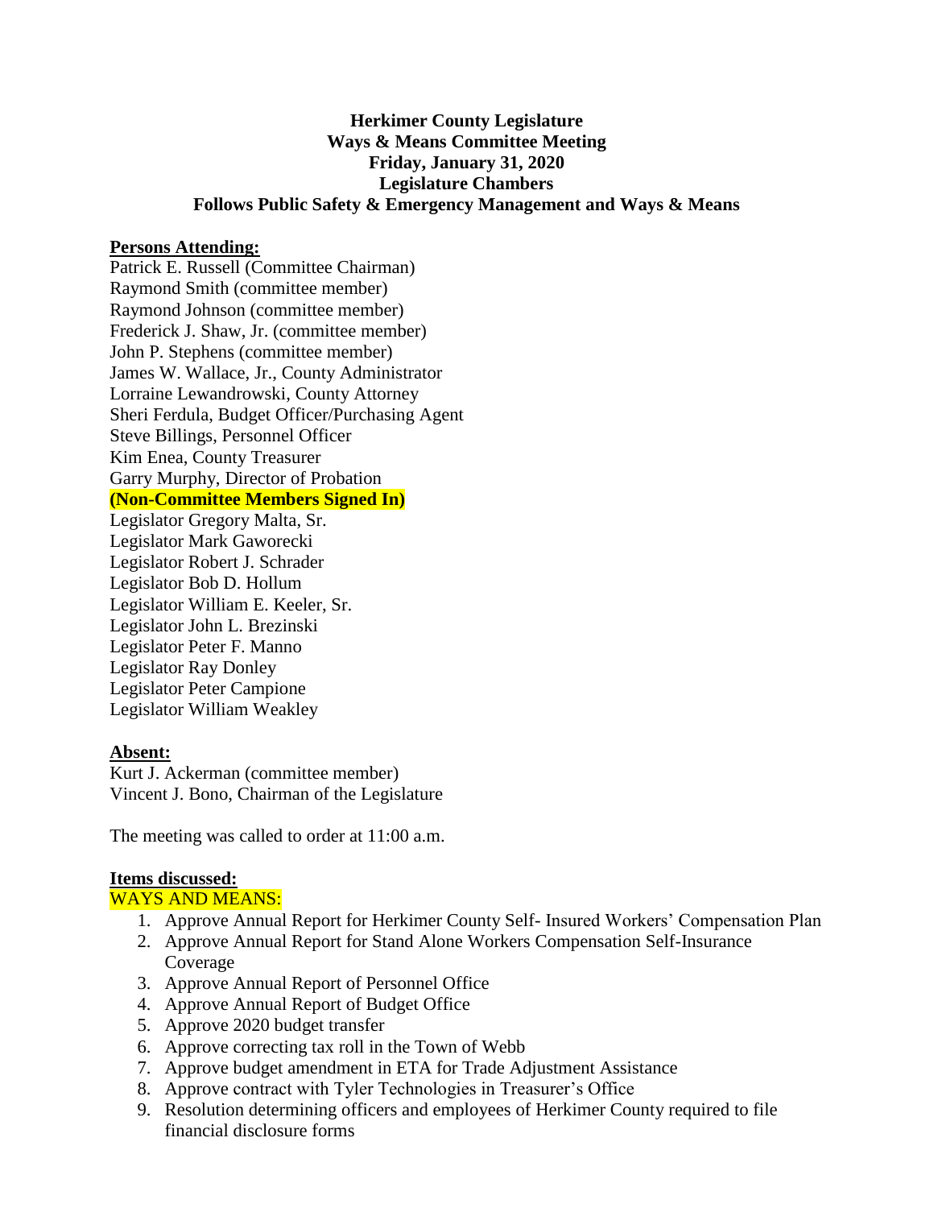**Herkimer County Legislature**
**Ways & Means Committee Meeting**
**Friday, January 31, 2020**
**Legislature Chambers**
**Follows Public Safety & Emergency Management and Ways & Means**

**Persons Attending:**

Patrick E. Russell (Committee Chairman)
Raymond Smith (committee member)
Raymond Johnson (committee member)
Frederick J. Shaw, Jr. (committee member)
John P. Stephens (committee member)
James W. Wallace, Jr., County Administrator
Lorraine Lewandrowski, County Attorney
Sheri Ferdula, Budget Officer/Purchasing Agent
Steve Billings, Personnel Officer
Kim Enea, County Treasurer
Garry Murphy, Director of Probation
**(Non-Committee Members Signed In)**
Legislator Gregory Malta, Sr.
Legislator Mark Gaworecki
Legislator Robert J. Schrader
Legislator Bob D. Hollum
Legislator William E. Keeler, Sr.
Legislator John L. Brezinski
Legislator Peter F. Manno
Legislator Ray Donley
Legislator Peter Campione
Legislator William Weakley

**Absent:**

Kurt J. Ackerman (committee member)
Vincent J. Bono, Chairman of the Legislature

The meeting was called to order at 11:00 a.m.

**Items discussed:**

WAYS AND MEANS:

1. Approve Annual Report for Herkimer County Self- Insured Workers' Compensation Plan
2. Approve Annual Report for Stand Alone Workers Compensation Self-Insurance Coverage
3. Approve Annual Report of Personnel Office
4. Approve Annual Report of Budget Office
5. Approve 2020 budget transfer
6. Approve correcting tax roll in the Town of Webb
7. Approve budget amendment in ETA for Trade Adjustment Assistance
8. Approve contract with Tyler Technologies in Treasurer's Office
9. Resolution determining officers and employees of Herkimer County required to file financial disclosure forms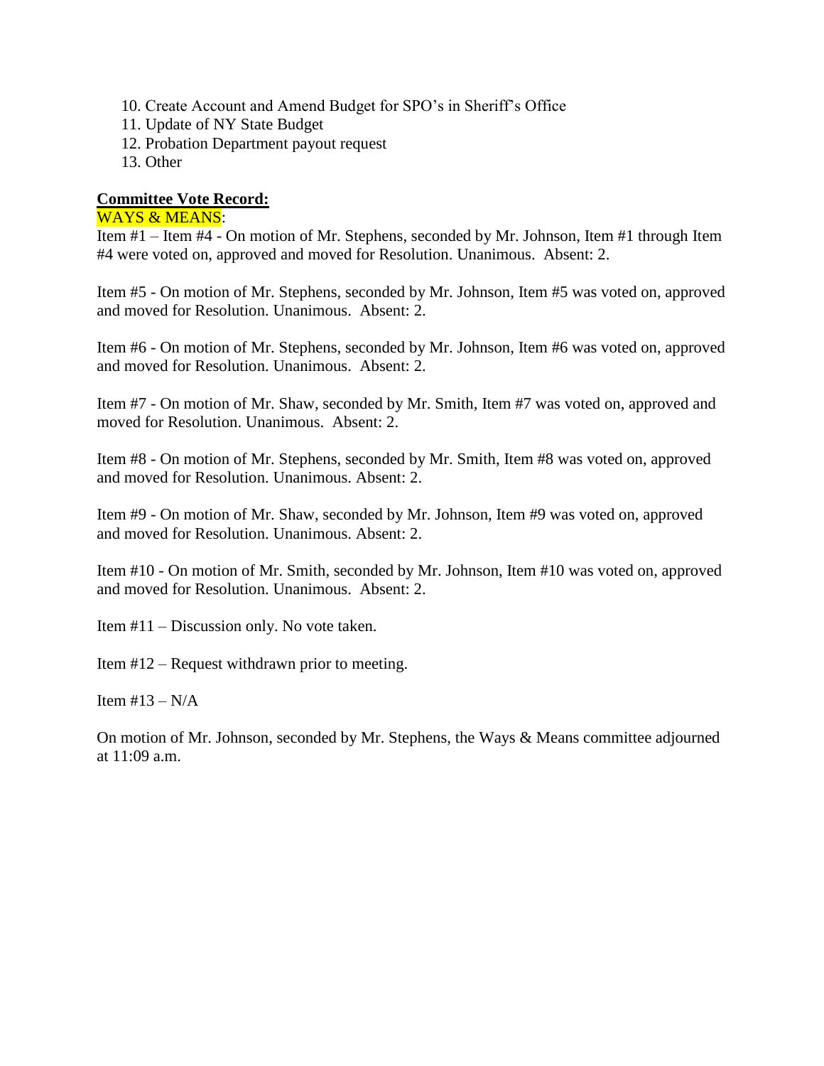10. Create Account and Amend Budget for SPO's in Sheriff's Office
11. Update of NY State Budget
12. Probation Department payout request
13. Other

**Committee Vote Record:**

WAYS & MEANS:

Item #1 – Item #4 - On motion of Mr. Stephens, seconded by Mr. Johnson, Item #1 through Item #4 were voted on, approved and moved for Resolution. Unanimous. Absent: 2.

Item #5 - On motion of Mr. Stephens, seconded by Mr. Johnson, Item #5 was voted on, approved and moved for Resolution. Unanimous. Absent: 2.

Item #6 - On motion of Mr. Stephens, seconded by Mr. Johnson, Item #6 was voted on, approved and moved for Resolution. Unanimous. Absent: 2.

Item #7 - On motion of Mr. Shaw, seconded by Mr. Smith, Item #7 was voted on, approved and moved for Resolution. Unanimous. Absent: 2.

Item #8 - On motion of Mr. Stephens, seconded by Mr. Smith, Item #8 was voted on, approved and moved for Resolution. Unanimous. Absent: 2.

Item #9 - On motion of Mr. Shaw, seconded by Mr. Johnson, Item #9 was voted on, approved and moved for Resolution. Unanimous. Absent: 2.

Item #10 - On motion of Mr. Smith, seconded by Mr. Johnson, Item #10 was voted on, approved and moved for Resolution. Unanimous. Absent: 2.

Item #11 – Discussion only. No vote taken.

Item #12 – Request withdrawn prior to meeting.

Item #13 – N/A

On motion of Mr. Johnson, seconded by Mr. Stephens, the Ways & Means committee adjourned at 11:09 a.m.